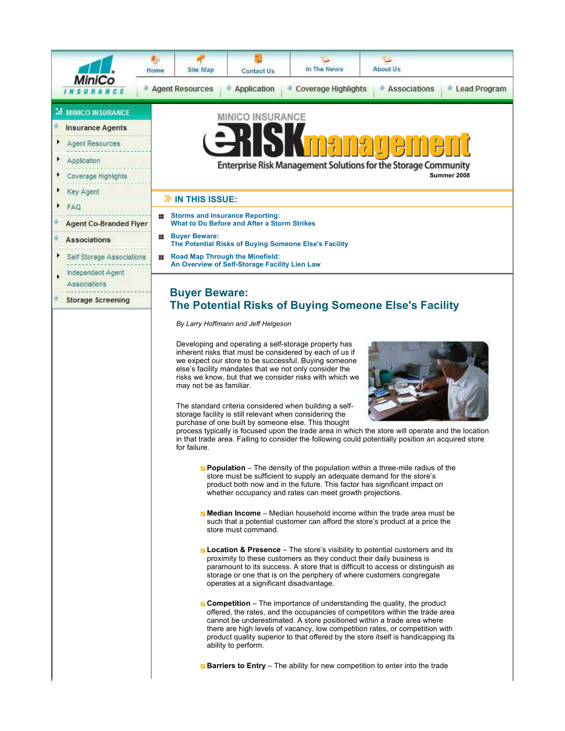Home | Site Map | Contact Us | In The News | About Us

Agent Resources | Application | Coverage Highlights | Associations | Lead Program

MINICO INSURANCE

- Insurance Agents
  - Agent Resources
  - Application
  - Coverage Highlights
  - Key Agent
  - FAQ
- Agent Co-Branded Flyer
- Associations
  - Self Storage Associations
  - Independent Agent Associations
- Storage Screening

MINICO INSURANCE

# eRISKmanagement

Enterprise Risk Management Solutions for the Storage Community

Summer 2008

## IN THIS ISSUE:

- **Storms and Insurance Reporting: What to Do Before and After a Storm Strikes**
- **Buyer Beware: The Potential Risks of Buying Someone Else's Facility**
- **Road Map Through the Minefield: An Overview of Self-Storage Facility Lien Law**

## Buyer Beware: The Potential Risks of Buying Someone Else's Facility

*By Larry Hoffmann and Jeff Helgeson*

Developing and operating a self-storage property has inherent risks that must be considered by each of us if we expect our store to be successful. Buying someone else's facility mandates that we not only consider the risks we know, but that we consider risks with which we may not be as familiar.

The standard criteria considered when building a self-storage facility is still relevant when considering the purchase of one built by someone else. This thought process typically is focused upon the trade area in which the store will operate and the location in that trade area. Failing to consider the following could potentially position an acquired store for failure.

- **Population** – The density of the population within a three-mile radius of the store must be sufficient to supply an adequate demand for the store's product both now and in the future. This factor has significant impact on whether occupancy and rates can meet growth projections.

- **Median Income** – Median household income within the trade area must be such that a potential customer can afford the store's product at a price the store must command.

- **Location & Presence** – The store's visibility to potential customers and its proximity to these customers as they conduct their daily business is paramount to its success. A store that is difficult to access or distinguish as storage or one that is on the periphery of where customers congregate operates at a significant disadvantage.

- **Competition** – The importance of understanding the quality, the product offered, the rates, and the occupancies of competitors within the trade area cannot be underestimated. A store positioned within a trade area where there are high levels of vacancy, low competition rates, or competition with product quality superior to that offered by the store itself is handicapping its ability to perform.

- **Barriers to Entry** – The ability for new competition to enter into the trade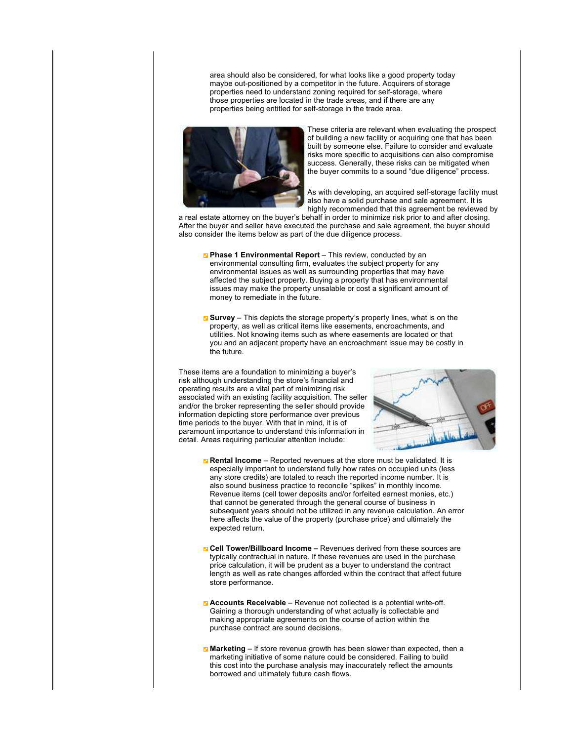area should also be considered, for what looks like a good property today maybe out-positioned by a competitor in the future. Acquirers of storage properties need to understand zoning required for self-storage, where those properties are located in the trade areas, and if there are any properties being entitled for self-storage in the trade area.

These criteria are relevant when evaluating the prospect of building a new facility or acquiring one that has been built by someone else. Failure to consider and evaluate risks more specific to acquisitions can also compromise success. Generally, these risks can be mitigated when the buyer commits to a sound "due diligence" process.

As with developing, an acquired self-storage facility must also have a solid purchase and sale agreement. It is highly recommended that this agreement be reviewed by a real estate attorney on the buyer's behalf in order to minimize risk prior to and after closing. After the buyer and seller have executed the purchase and sale agreement, the buyer should also consider the items below as part of the due diligence process.

- **Phase 1 Environmental Report** – This review, conducted by an environmental consulting firm, evaluates the subject property for any environmental issues as well as surrounding properties that may have affected the subject property. Buying a property that has environmental issues may make the property unsalable or cost a significant amount of money to remediate in the future.

- **Survey** – This depicts the storage property's property lines, what is on the property, as well as critical items like easements, encroachments, and utilities. Not knowing items such as where easements are located or that you and an adjacent property have an encroachment issue may be costly in the future.

These items are a foundation to minimizing a buyer's risk although understanding the store's financial and operating results are a vital part of minimizing risk associated with an existing facility acquisition. The seller and/or the broker representing the seller should provide information depicting store performance over previous time periods to the buyer. With that in mind, it is of paramount importance to understand this information in detail. Areas requiring particular attention include:

- **Rental Income** – Reported revenues at the store must be validated. It is especially important to understand fully how rates on occupied units (less any store credits) are totaled to reach the reported income number. It is also sound business practice to reconcile "spikes" in monthly income. Revenue items (cell tower deposits and/or forfeited earnest monies, etc.) that cannot be generated through the general course of business in subsequent years should not be utilized in any revenue calculation. An error here affects the value of the property (purchase price) and ultimately the expected return.

- **Cell Tower/Billboard Income –** Revenues derived from these sources are typically contractual in nature. If these revenues are used in the purchase price calculation, it will be prudent as a buyer to understand the contract length as well as rate changes afforded within the contract that affect future store performance.

- **Accounts Receivable** – Revenue not collected is a potential write-off. Gaining a thorough understanding of what actually is collectable and making appropriate agreements on the course of action within the purchase contract are sound decisions.

- **Marketing** – If store revenue growth has been slower than expected, then a marketing initiative of some nature could be considered. Failing to build this cost into the purchase analysis may inaccurately reflect the amounts borrowed and ultimately future cash flows.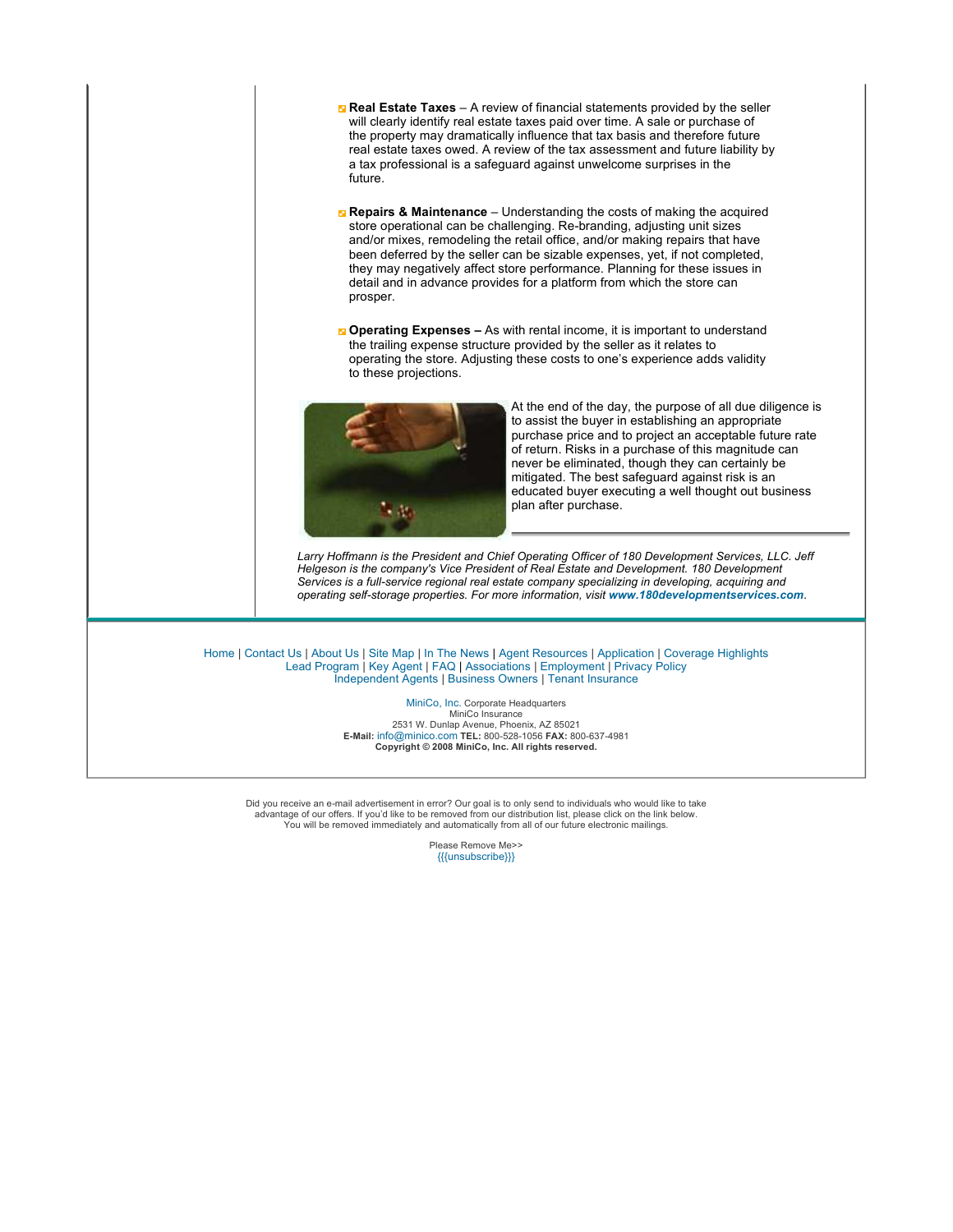- **Real Estate Taxes** – A review of financial statements provided by the seller will clearly identify real estate taxes paid over time. A sale or purchase of the property may dramatically influence that tax basis and therefore future real estate taxes owed. A review of the tax assessment and future liability by a tax professional is a safeguard against unwelcome surprises in the future.

- **Repairs & Maintenance** – Understanding the costs of making the acquired store operational can be challenging. Re-branding, adjusting unit sizes and/or mixes, remodeling the retail office, and/or making repairs that have been deferred by the seller can be sizable expenses, yet, if not completed, they may negatively affect store performance. Planning for these issues in detail and in advance provides for a platform from which the store can prosper.

- **Operating Expenses –** As with rental income, it is important to understand the trailing expense structure provided by the seller as it relates to operating the store. Adjusting these costs to one's experience adds validity to these projections.

At the end of the day, the purpose of all due diligence is to assist the buyer in establishing an appropriate purchase price and to project an acceptable future rate of return. Risks in a purchase of this magnitude can never be eliminated, though they can certainly be mitigated. The best safeguard against risk is an educated buyer executing a well thought out business plan after purchase.

*Larry Hoffmann is the President and Chief Operating Officer of 180 Development Services, LLC. Jeff Helgeson is the company's Vice President of Real Estate and Development. 180 Development Services is a full-service regional real estate company specializing in developing, acquiring and operating self-storage properties. For more information, visit* ***www.180developmentservices.com****.*

Home | Contact Us | About Us | Site Map | In The News | Agent Resources | Application | Coverage Highlights
Lead Program | Key Agent | FAQ | Associations | Employment | Privacy Policy
Independent Agents | Business Owners | Tenant Insurance

MiniCo, Inc. Corporate Headquarters
MiniCo Insurance
2531 W. Dunlap Avenue, Phoenix, AZ 85021
**E-Mail:** info@minico.com **TEL:** 800-528-1056 **FAX:** 800-637-4981
**Copyright © 2008 MiniCo, Inc. All rights reserved.**

Did you receive an e-mail advertisement in error? Our goal is to only send to individuals who would like to take advantage of our offers. If you'd like to be removed from our distribution list, please click on the link below. You will be removed immediately and automatically from all of our future electronic mailings.

Please Remove Me>>
{{{unsubscribe}}}